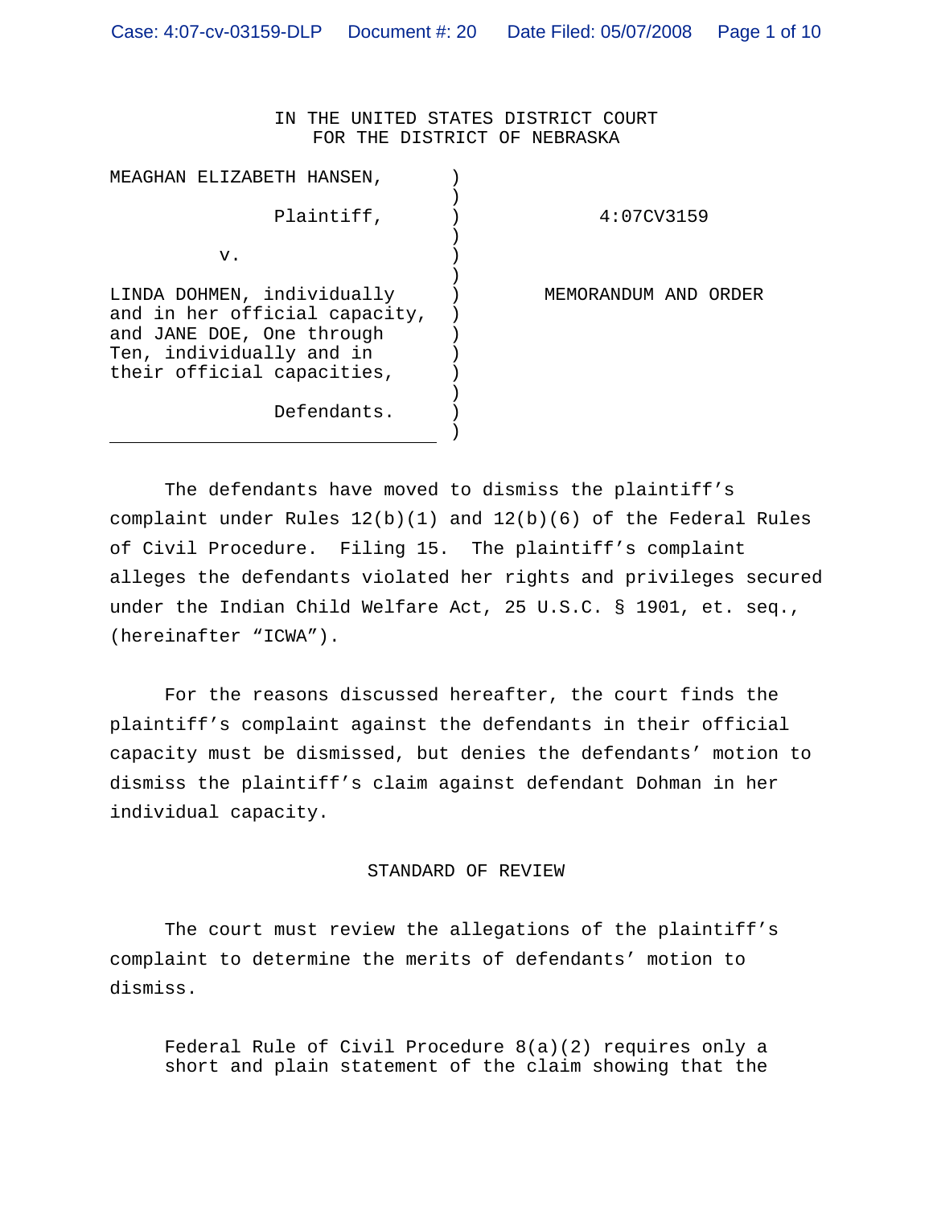IN THE UNITED STATES DISTRICT COURT
FOR THE DISTRICT OF NEBRASKA

| | | |
|---|---|---|
| MEAGHAN ELIZABETH HANSEN,<br><br>Plaintiff,<br><br>v.<br><br>LINDA DOHMEN, individually and in her official capacity, and JANE DOE, One through Ten, individually and in their official capacities,<br><br>Defendants. | ) | 4:07CV3159<br><br>MEMORANDUM AND ORDER |

The defendants have moved to dismiss the plaintiff's complaint under Rules 12(b)(1) and 12(b)(6) of the Federal Rules of Civil Procedure. Filing 15. The plaintiff's complaint alleges the defendants violated her rights and privileges secured under the Indian Child Welfare Act, 25 U.S.C. § 1901, et. seq., (hereinafter "ICWA").

For the reasons discussed hereafter, the court finds the plaintiff's complaint against the defendants in their official capacity must be dismissed, but denies the defendants' motion to dismiss the plaintiff's claim against defendant Dohman in her individual capacity.

## STANDARD OF REVIEW

The court must review the allegations of the plaintiff's complaint to determine the merits of defendants' motion to dismiss.

> Federal Rule of Civil Procedure 8(a)(2) requires only a short and plain statement of the claim showing that the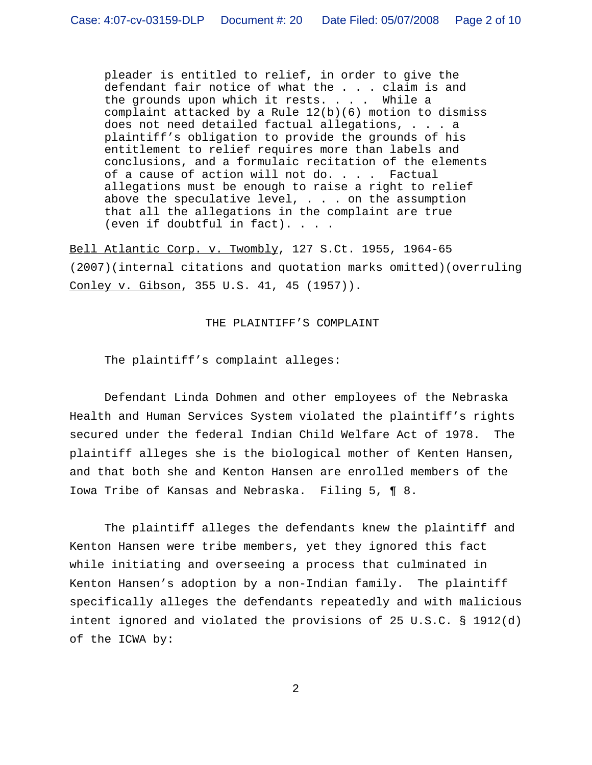> pleader is entitled to relief, in order to give the defendant fair notice of what the . . . claim is and the grounds upon which it rests. . . . While a complaint attacked by a Rule 12(b)(6) motion to dismiss does not need detailed factual allegations, . . . a plaintiff's obligation to provide the grounds of his entitlement to relief requires more than labels and conclusions, and a formulaic recitation of the elements of a cause of action will not do. . . . Factual allegations must be enough to raise a right to relief above the speculative level, . . . on the assumption that all the allegations in the complaint are true (even if doubtful in fact). . . .

Bell Atlantic Corp. v. Twombly, 127 S.Ct. 1955, 1964-65 (2007)(internal citations and quotation marks omitted)(overruling Conley v. Gibson, 355 U.S. 41, 45 (1957)).

THE PLAINTIFF'S COMPLAINT

The plaintiff's complaint alleges:

Defendant Linda Dohmen and other employees of the Nebraska Health and Human Services System violated the plaintiff's rights secured under the federal Indian Child Welfare Act of 1978. The plaintiff alleges she is the biological mother of Kenten Hansen, and that both she and Kenton Hansen are enrolled members of the Iowa Tribe of Kansas and Nebraska. Filing 5, ¶ 8.

The plaintiff alleges the defendants knew the plaintiff and Kenton Hansen were tribe members, yet they ignored this fact while initiating and overseeing a process that culminated in Kenton Hansen's adoption by a non-Indian family. The plaintiff specifically alleges the defendants repeatedly and with malicious intent ignored and violated the provisions of 25 U.S.C. § 1912(d) of the ICWA by: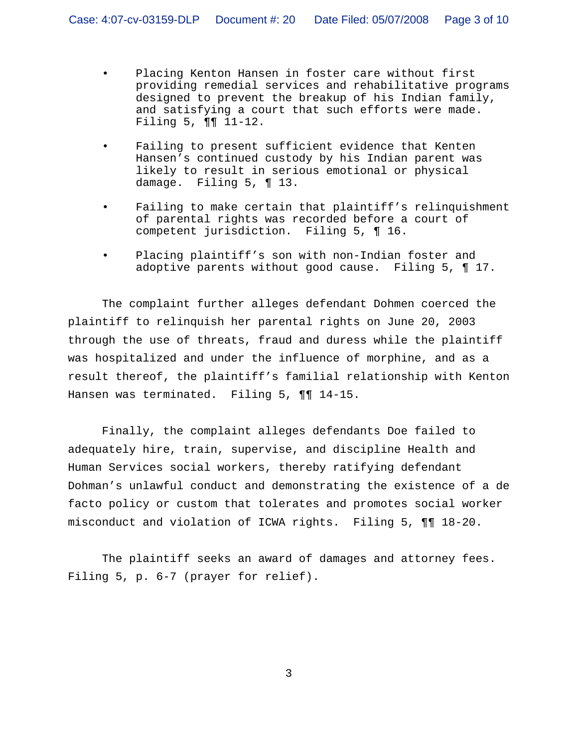- Placing Kenton Hansen in foster care without first providing remedial services and rehabilitative programs designed to prevent the breakup of his Indian family, and satisfying a court that such efforts were made. Filing 5, ¶¶ 11-12.

- Failing to present sufficient evidence that Kenten Hansen's continued custody by his Indian parent was likely to result in serious emotional or physical damage. Filing 5, ¶ 13.

- Failing to make certain that plaintiff's relinquishment of parental rights was recorded before a court of competent jurisdiction. Filing 5, ¶ 16.

- Placing plaintiff's son with non-Indian foster and adoptive parents without good cause. Filing 5, ¶ 17.

The complaint further alleges defendant Dohmen coerced the plaintiff to relinquish her parental rights on June 20, 2003 through the use of threats, fraud and duress while the plaintiff was hospitalized and under the influence of morphine, and as a result thereof, the plaintiff's familial relationship with Kenton Hansen was terminated. Filing 5, ¶¶ 14-15.

Finally, the complaint alleges defendants Doe failed to adequately hire, train, supervise, and discipline Health and Human Services social workers, thereby ratifying defendant Dohman's unlawful conduct and demonstrating the existence of a de facto policy or custom that tolerates and promotes social worker misconduct and violation of ICWA rights. Filing 5, ¶¶ 18-20.

The plaintiff seeks an award of damages and attorney fees. Filing 5, p. 6-7 (prayer for relief).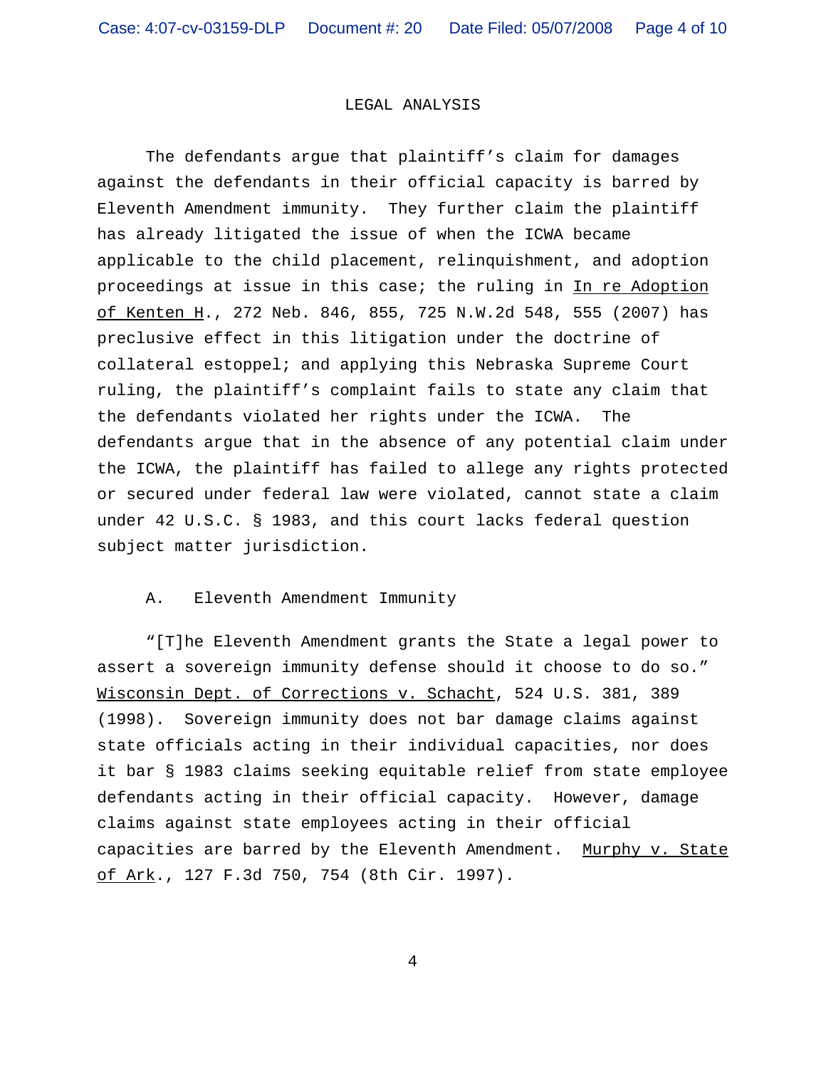## LEGAL ANALYSIS

The defendants argue that plaintiff's claim for damages against the defendants in their official capacity is barred by Eleventh Amendment immunity. They further claim the plaintiff has already litigated the issue of when the ICWA became applicable to the child placement, relinquishment, and adoption proceedings at issue in this case; the ruling in In re Adoption of Kenten H., 272 Neb. 846, 855, 725 N.W.2d 548, 555 (2007) has preclusive effect in this litigation under the doctrine of collateral estoppel; and applying this Nebraska Supreme Court ruling, the plaintiff's complaint fails to state any claim that the defendants violated her rights under the ICWA. The defendants argue that in the absence of any potential claim under the ICWA, the plaintiff has failed to allege any rights protected or secured under federal law were violated, cannot state a claim under 42 U.S.C. § 1983, and this court lacks federal question subject matter jurisdiction.

### A. Eleventh Amendment Immunity

"[T]he Eleventh Amendment grants the State a legal power to assert a sovereign immunity defense should it choose to do so." Wisconsin Dept. of Corrections v. Schacht, 524 U.S. 381, 389 (1998). Sovereign immunity does not bar damage claims against state officials acting in their individual capacities, nor does it bar § 1983 claims seeking equitable relief from state employee defendants acting in their official capacity. However, damage claims against state employees acting in their official capacities are barred by the Eleventh Amendment. Murphy v. State of Ark., 127 F.3d 750, 754 (8th Cir. 1997).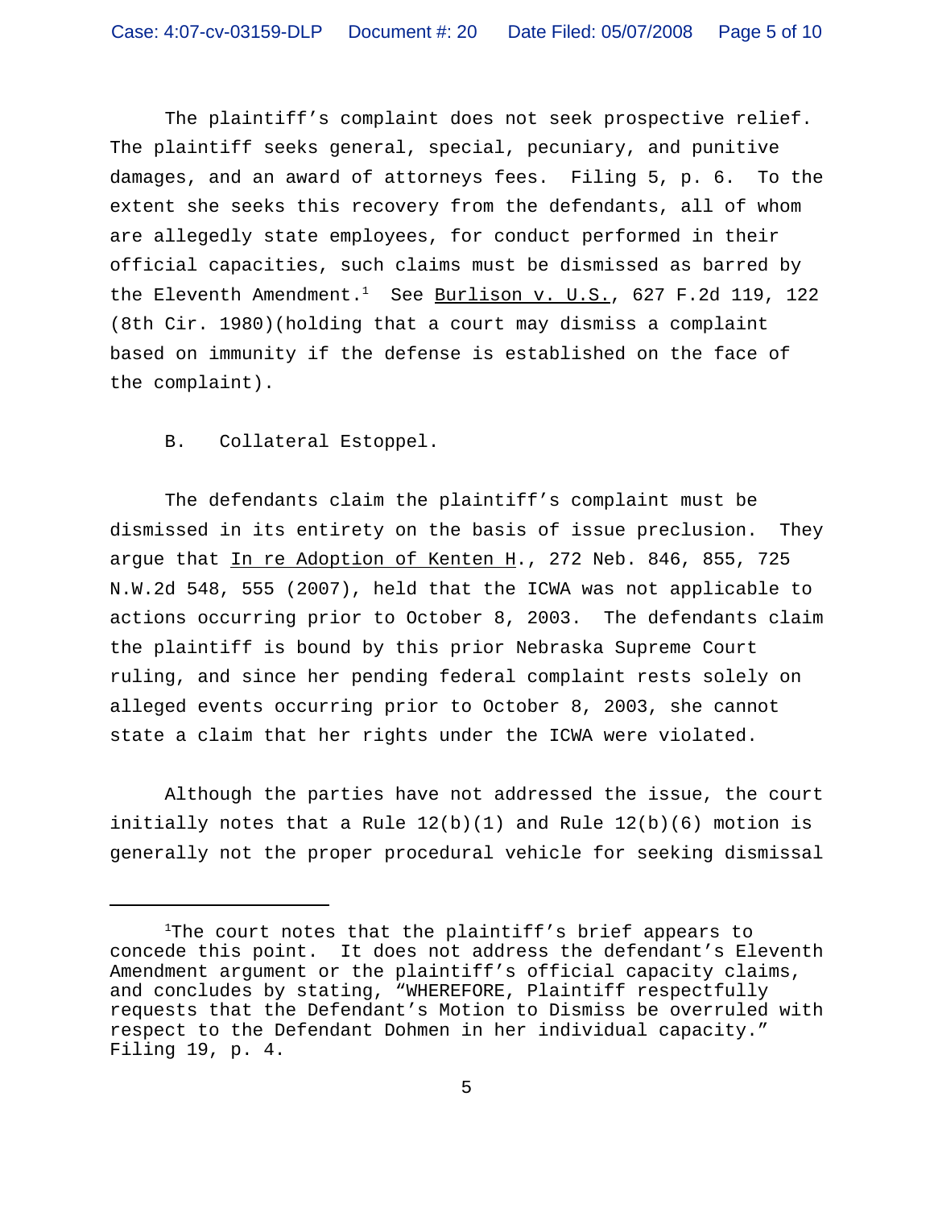The plaintiff's complaint does not seek prospective relief. The plaintiff seeks general, special, pecuniary, and punitive damages, and an award of attorneys fees. Filing 5, p. 6. To the extent she seeks this recovery from the defendants, all of whom are allegedly state employees, for conduct performed in their official capacities, such claims must be dismissed as barred by the Eleventh Amendment.[1] See Burlison v. U.S., 627 F.2d 119, 122 (8th Cir. 1980)(holding that a court may dismiss a complaint based on immunity if the defense is established on the face of the complaint).

B. Collateral Estoppel.

The defendants claim the plaintiff's complaint must be dismissed in its entirety on the basis of issue preclusion. They argue that In re Adoption of Kenten H., 272 Neb. 846, 855, 725 N.W.2d 548, 555 (2007), held that the ICWA was not applicable to actions occurring prior to October 8, 2003. The defendants claim the plaintiff is bound by this prior Nebraska Supreme Court ruling, and since her pending federal complaint rests solely on alleged events occurring prior to October 8, 2003, she cannot state a claim that her rights under the ICWA were violated.

Although the parties have not addressed the issue, the court initially notes that a Rule 12(b)(1) and Rule 12(b)(6) motion is generally not the proper procedural vehicle for seeking dismissal

---

[1]The court notes that the plaintiff's brief appears to concede this point. It does not address the defendant's Eleventh Amendment argument or the plaintiff's official capacity claims, and concludes by stating, "WHEREFORE, Plaintiff respectfully requests that the Defendant's Motion to Dismiss be overruled with respect to the Defendant Dohmen in her individual capacity." Filing 19, p. 4.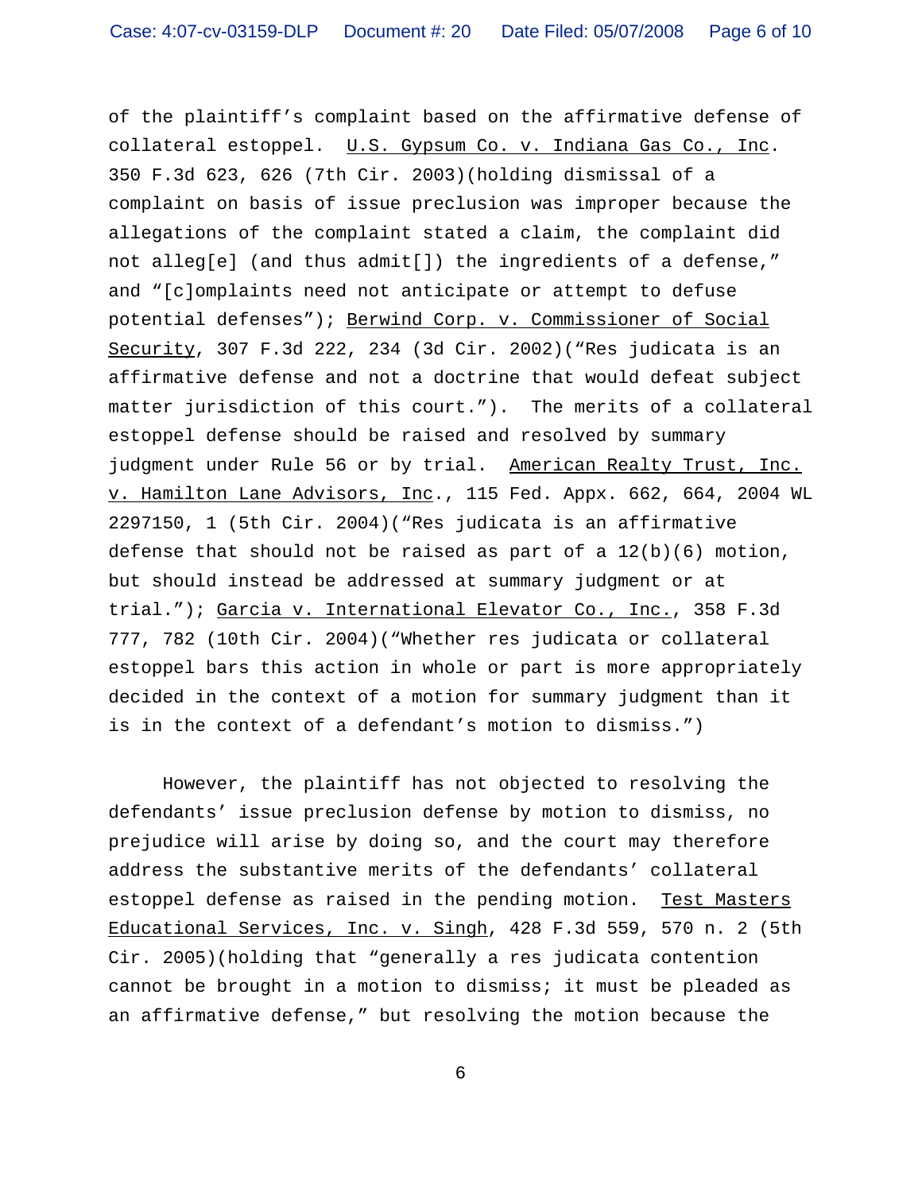of the plaintiff's complaint based on the affirmative defense of collateral estoppel. U.S. Gypsum Co. v. Indiana Gas Co., Inc. 350 F.3d 623, 626 (7th Cir. 2003)(holding dismissal of a complaint on basis of issue preclusion was improper because the allegations of the complaint stated a claim, the complaint did not alleg[e] (and thus admit[]) the ingredients of a defense," and "[c]omplaints need not anticipate or attempt to defuse potential defenses"); Berwind Corp. v. Commissioner of Social Security, 307 F.3d 222, 234 (3d Cir. 2002)("Res judicata is an affirmative defense and not a doctrine that would defeat subject matter jurisdiction of this court."). The merits of a collateral estoppel defense should be raised and resolved by summary judgment under Rule 56 or by trial. American Realty Trust, Inc. v. Hamilton Lane Advisors, Inc., 115 Fed. Appx. 662, 664, 2004 WL 2297150, 1 (5th Cir. 2004)("Res judicata is an affirmative defense that should not be raised as part of a 12(b)(6) motion, but should instead be addressed at summary judgment or at trial."); Garcia v. International Elevator Co., Inc., 358 F.3d 777, 782 (10th Cir. 2004)("Whether res judicata or collateral estoppel bars this action in whole or part is more appropriately decided in the context of a motion for summary judgment than it is in the context of a defendant's motion to dismiss.")

However, the plaintiff has not objected to resolving the defendants' issue preclusion defense by motion to dismiss, no prejudice will arise by doing so, and the court may therefore address the substantive merits of the defendants' collateral estoppel defense as raised in the pending motion. Test Masters Educational Services, Inc. v. Singh, 428 F.3d 559, 570 n. 2 (5th Cir. 2005)(holding that "generally a res judicata contention cannot be brought in a motion to dismiss; it must be pleaded as an affirmative defense," but resolving the motion because the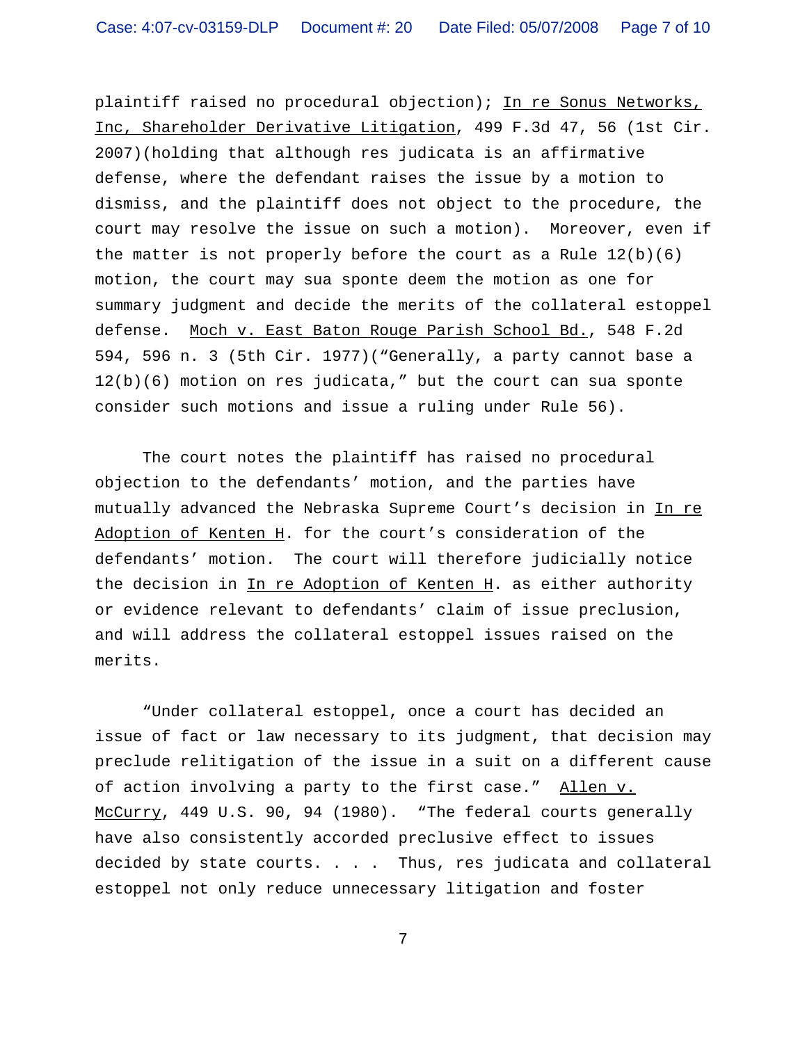plaintiff raised no procedural objection); In re Sonus Networks, Inc, Shareholder Derivative Litigation, 499 F.3d 47, 56 (1st Cir. 2007)(holding that although res judicata is an affirmative defense, where the defendant raises the issue by a motion to dismiss, and the plaintiff does not object to the procedure, the court may resolve the issue on such a motion). Moreover, even if the matter is not properly before the court as a Rule 12(b)(6) motion, the court may sua sponte deem the motion as one for summary judgment and decide the merits of the collateral estoppel defense. Moch v. East Baton Rouge Parish School Bd., 548 F.2d 594, 596 n. 3 (5th Cir. 1977)("Generally, a party cannot base a 12(b)(6) motion on res judicata," but the court can sua sponte consider such motions and issue a ruling under Rule 56).

The court notes the plaintiff has raised no procedural objection to the defendants' motion, and the parties have mutually advanced the Nebraska Supreme Court's decision in In re Adoption of Kenten H. for the court's consideration of the defendants' motion. The court will therefore judicially notice the decision in In re Adoption of Kenten H. as either authority or evidence relevant to defendants' claim of issue preclusion, and will address the collateral estoppel issues raised on the merits.

"Under collateral estoppel, once a court has decided an issue of fact or law necessary to its judgment, that decision may preclude relitigation of the issue in a suit on a different cause of action involving a party to the first case." Allen v. McCurry, 449 U.S. 90, 94 (1980). "The federal courts generally have also consistently accorded preclusive effect to issues decided by state courts. . . . Thus, res judicata and collateral estoppel not only reduce unnecessary litigation and foster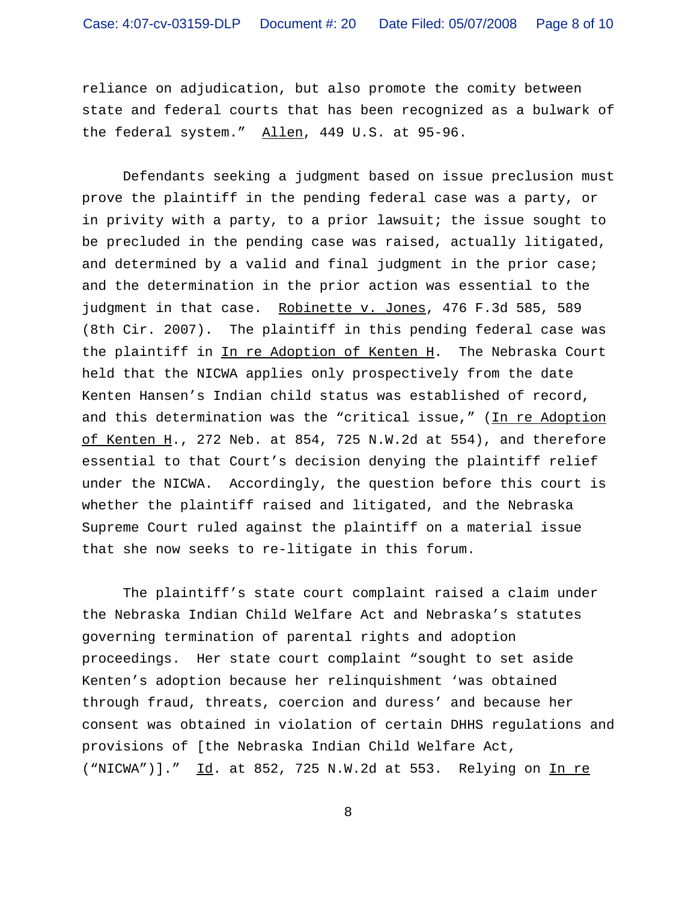reliance on adjudication, but also promote the comity between state and federal courts that has been recognized as a bulwark of the federal system." Allen, 449 U.S. at 95-96.

Defendants seeking a judgment based on issue preclusion must prove the plaintiff in the pending federal case was a party, or in privity with a party, to a prior lawsuit; the issue sought to be precluded in the pending case was raised, actually litigated, and determined by a valid and final judgment in the prior case; and the determination in the prior action was essential to the judgment in that case. Robinette v. Jones, 476 F.3d 585, 589 (8th Cir. 2007). The plaintiff in this pending federal case was the plaintiff in In re Adoption of Kenten H. The Nebraska Court held that the NICWA applies only prospectively from the date Kenten Hansen's Indian child status was established of record, and this determination was the "critical issue," (In re Adoption of Kenten H., 272 Neb. at 854, 725 N.W.2d at 554), and therefore essential to that Court's decision denying the plaintiff relief under the NICWA. Accordingly, the question before this court is whether the plaintiff raised and litigated, and the Nebraska Supreme Court ruled against the plaintiff on a material issue that she now seeks to re-litigate in this forum.

The plaintiff's state court complaint raised a claim under the Nebraska Indian Child Welfare Act and Nebraska's statutes governing termination of parental rights and adoption proceedings. Her state court complaint "sought to set aside Kenten's adoption because her relinquishment 'was obtained through fraud, threats, coercion and duress' and because her consent was obtained in violation of certain DHHS regulations and provisions of [the Nebraska Indian Child Welfare Act, ("NICWA")]." Id. at 852, 725 N.W.2d at 553. Relying on In re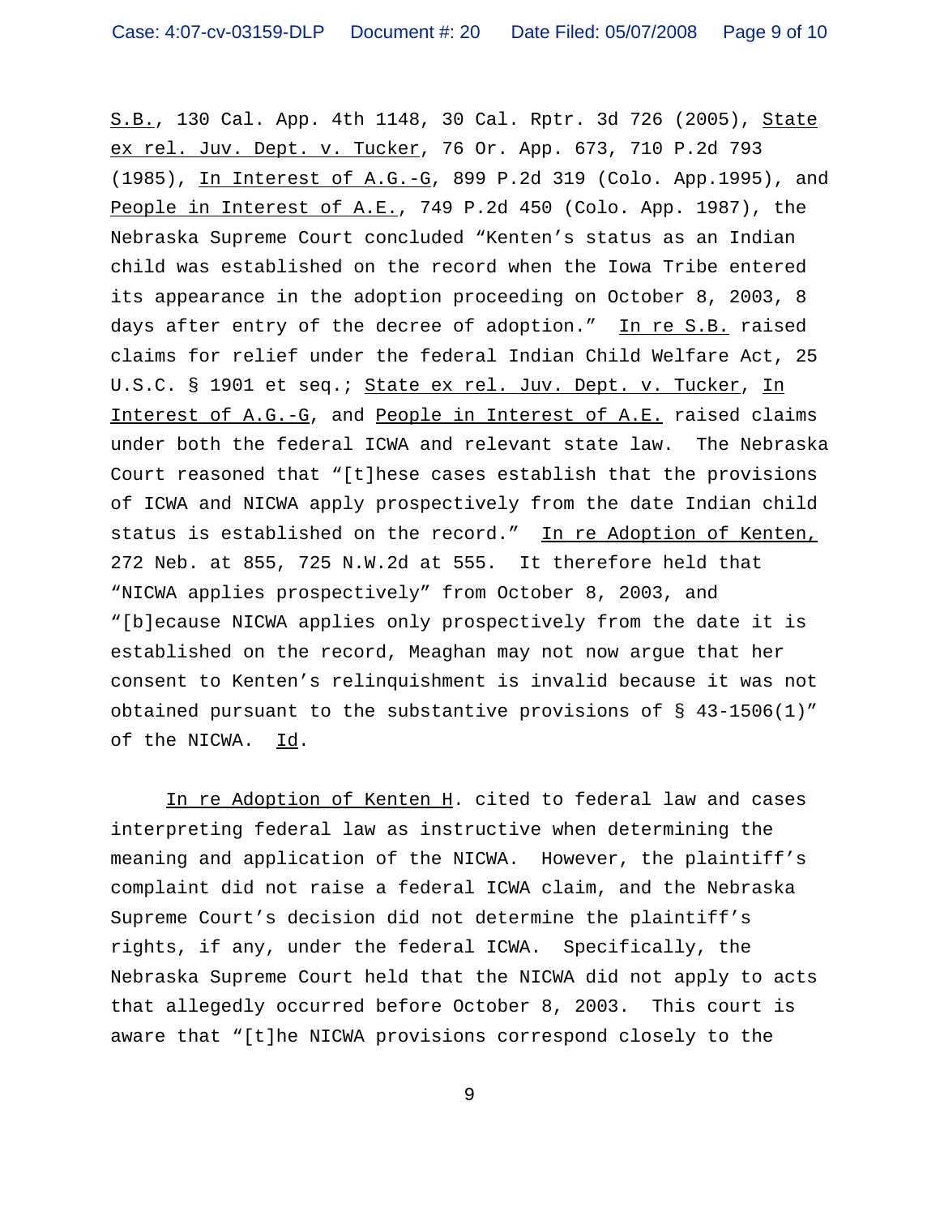S.B., 130 Cal. App. 4th 1148, 30 Cal. Rptr. 3d 726 (2005), State ex rel. Juv. Dept. v. Tucker, 76 Or. App. 673, 710 P.2d 793 (1985), In Interest of A.G.-G, 899 P.2d 319 (Colo. App.1995), and People in Interest of A.E., 749 P.2d 450 (Colo. App. 1987), the Nebraska Supreme Court concluded "Kenten's status as an Indian child was established on the record when the Iowa Tribe entered its appearance in the adoption proceeding on October 8, 2003, 8 days after entry of the decree of adoption." In re S.B. raised claims for relief under the federal Indian Child Welfare Act, 25 U.S.C. § 1901 et seq.; State ex rel. Juv. Dept. v. Tucker, In Interest of A.G.-G, and People in Interest of A.E. raised claims under both the federal ICWA and relevant state law. The Nebraska Court reasoned that "[t]hese cases establish that the provisions of ICWA and NICWA apply prospectively from the date Indian child status is established on the record." In re Adoption of Kenten, 272 Neb. at 855, 725 N.W.2d at 555. It therefore held that "NICWA applies prospectively" from October 8, 2003, and "[b]ecause NICWA applies only prospectively from the date it is established on the record, Meaghan may not now argue that her consent to Kenten's relinquishment is invalid because it was not obtained pursuant to the substantive provisions of § 43-1506(1)" of the NICWA. Id.

In re Adoption of Kenten H. cited to federal law and cases interpreting federal law as instructive when determining the meaning and application of the NICWA. However, the plaintiff's complaint did not raise a federal ICWA claim, and the Nebraska Supreme Court's decision did not determine the plaintiff's rights, if any, under the federal ICWA. Specifically, the Nebraska Supreme Court held that the NICWA did not apply to acts that allegedly occurred before October 8, 2003. This court is aware that "[t]he NICWA provisions correspond closely to the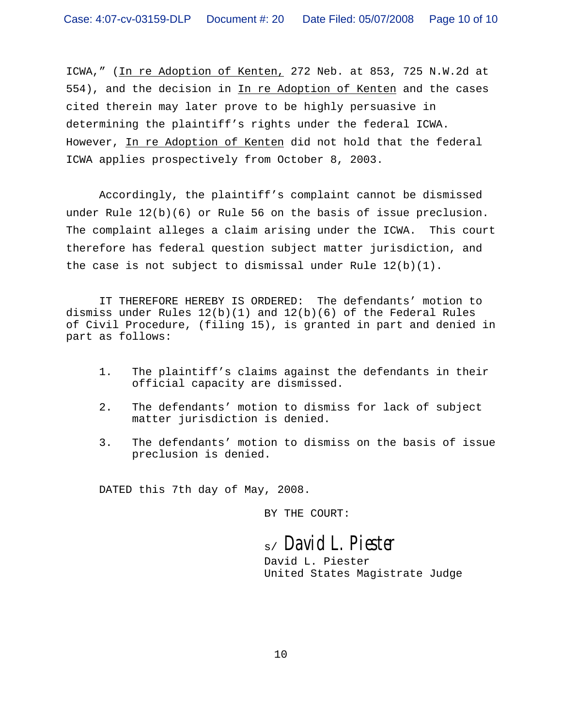ICWA," (In re Adoption of Kenten, 272 Neb. at 853, 725 N.W.2d at 554), and the decision in In re Adoption of Kenten and the cases cited therein may later prove to be highly persuasive in determining the plaintiff's rights under the federal ICWA. However, In re Adoption of Kenten did not hold that the federal ICWA applies prospectively from October 8, 2003.

Accordingly, the plaintiff's complaint cannot be dismissed under Rule 12(b)(6) or Rule 56 on the basis of issue preclusion. The complaint alleges a claim arising under the ICWA. This court therefore has federal question subject matter jurisdiction, and the case is not subject to dismissal under Rule 12(b)(1).

IT THEREFORE HEREBY IS ORDERED: The defendants' motion to dismiss under Rules 12(b)(1) and 12(b)(6) of the Federal Rules of Civil Procedure, (filing 15), is granted in part and denied in part as follows:

1. The plaintiff's claims against the defendants in their official capacity are dismissed.

2. The defendants' motion to dismiss for lack of subject matter jurisdiction is denied.

3. The defendants' motion to dismiss on the basis of issue preclusion is denied.

DATED this 7th day of May, 2008.

BY THE COURT:

s/ David L. Piester

David L. Piester
United States Magistrate Judge